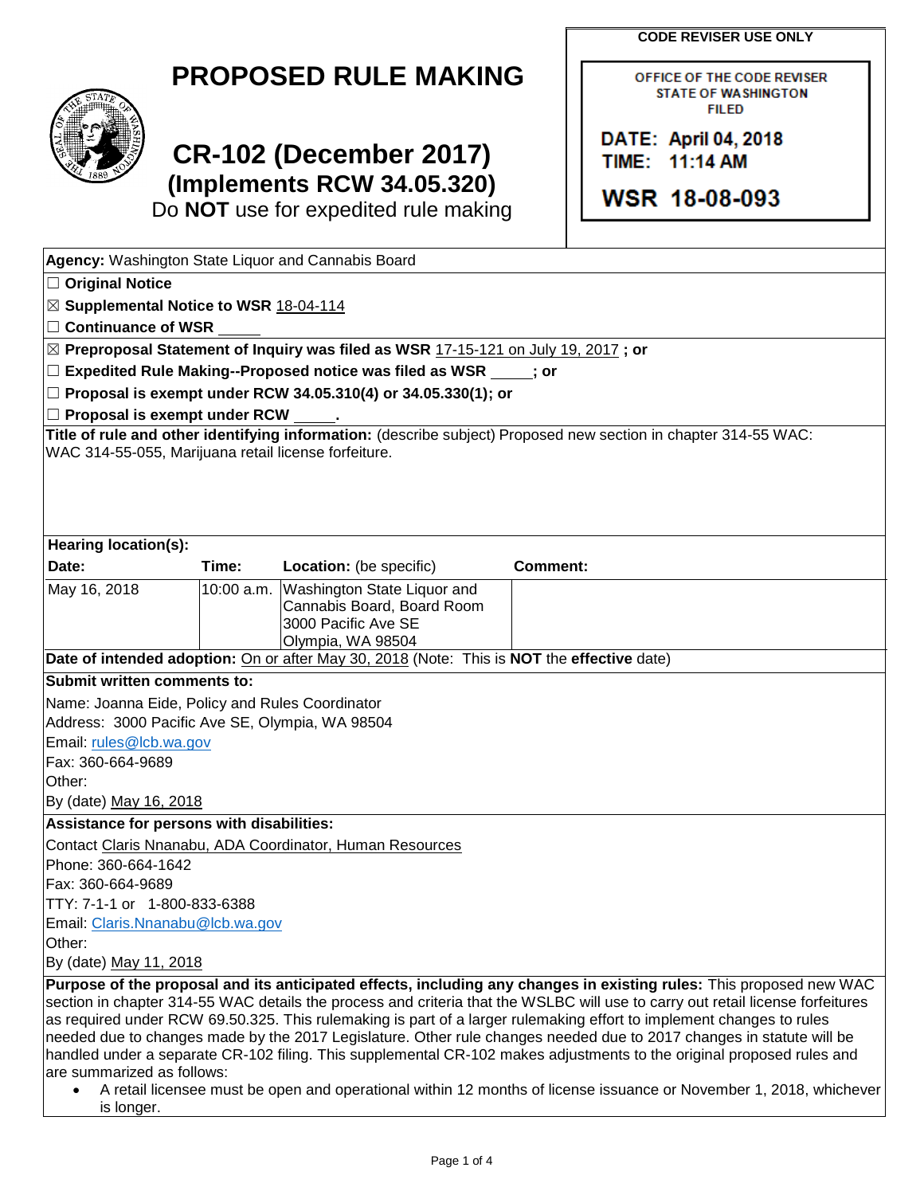**CODE REVISER USE ONLY**

OFFICE OF THE CODE REVISER
STATE OF WASHINGTON
FILED

DATE: April 04, 2018
TIME: 11:14 AM

WSR 18-08-093

# PROPOSED RULE MAKING

## CR-102 (December 2017)
### (Implements RCW 34.05.320)

Do **NOT** use for expedited rule making

**Agency:** Washington State Liquor and Cannabis Board

☐ **Original Notice**

☒ **Supplemental Notice to WSR** 18-04-114

☐ **Continuance of WSR** _____

☒ **Preproposal Statement of Inquiry was filed as WSR** 17-15-121 on July 19, 2017 **; or**

☐ **Expedited Rule Making--Proposed notice was filed as WSR** _____**; or**

☐ **Proposal is exempt under RCW 34.05.310(4) or 34.05.330(1); or**

☐ **Proposal is exempt under RCW** _____**.**

**Title of rule and other identifying information:** (describe subject) Proposed new section in chapter 314-55 WAC: WAC 314-55-055, Marijuana retail license forfeiture.

**Hearing location(s):**

| **Date:** | **Time:** | **Location:** (be specific) | **Comment:** |
|---|---|---|---|
| May 16, 2018 | 10:00 a.m. | Washington State Liquor and Cannabis Board, Board Room<br>3000 Pacific Ave SE<br>Olympia, WA 98504 | |

**Date of intended adoption:** On or after May 30, 2018 (Note: This is **NOT** the **effective** date)

**Submit written comments to:**

Name: Joanna Eide, Policy and Rules Coordinator
Address: 3000 Pacific Ave SE, Olympia, WA 98504
Email: rules@lcb.wa.gov
Fax: 360-664-9689
Other:
By (date) May 16, 2018

**Assistance for persons with disabilities:**

Contact Claris Nnanabu, ADA Coordinator, Human Resources
Phone: 360-664-1642
Fax: 360-664-9689
TTY: 7-1-1 or 1-800-833-6388
Email: Claris.Nnanabu@lcb.wa.gov
Other:
By (date) May 11, 2018

**Purpose of the proposal and its anticipated effects, including any changes in existing rules:** This proposed new WAC section in chapter 314-55 WAC details the process and criteria that the WSLBC will use to carry out retail license forfeitures as required under RCW 69.50.325. This rulemaking is part of a larger rulemaking effort to implement changes to rules needed due to changes made by the 2017 Legislature. Other rule changes needed due to 2017 changes in statute will be handled under a separate CR-102 filing. This supplemental CR-102 makes adjustments to the original proposed rules and are summarized as follows:

- A retail licensee must be open and operational within 12 months of license issuance or November 1, 2018, whichever is longer.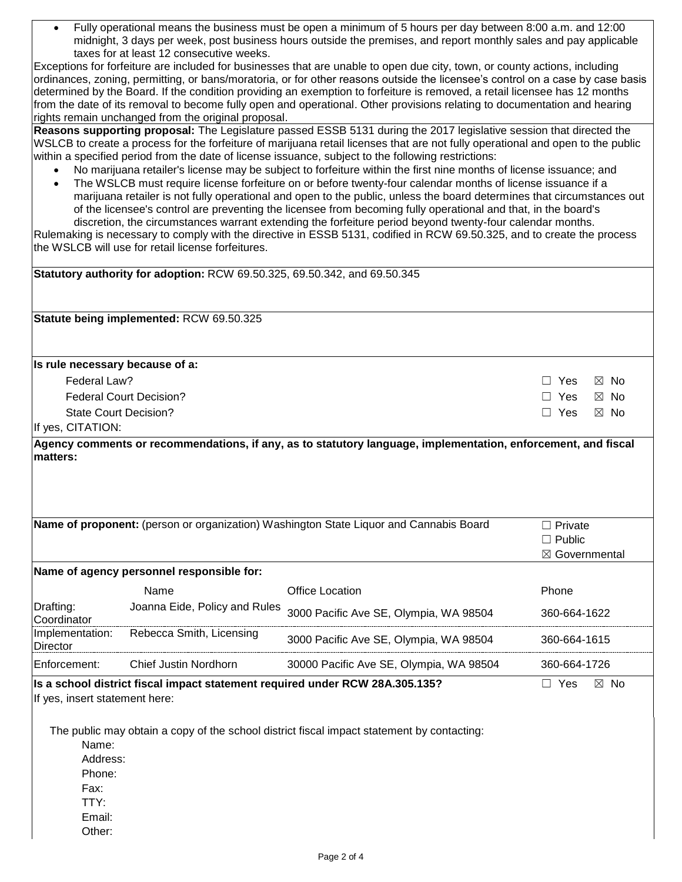- Fully operational means the business must be open a minimum of 5 hours per day between 8:00 a.m. and 12:00 midnight, 3 days per week, post business hours outside the premises, and report monthly sales and pay applicable taxes for at least 12 consecutive weeks.

Exceptions for forfeiture are included for businesses that are unable to open due city, town, or county actions, including ordinances, zoning, permitting, or bans/moratoria, or for other reasons outside the licensee's control on a case by case basis determined by the Board. If the condition providing an exemption to forfeiture is removed, a retail licensee has 12 months from the date of its removal to become fully open and operational. Other provisions relating to documentation and hearing rights remain unchanged from the original proposal.

**Reasons supporting proposal:** The Legislature passed ESSB 5131 during the 2017 legislative session that directed the WSLCB to create a process for the forfeiture of marijuana retail licenses that are not fully operational and open to the public within a specified period from the date of license issuance, subject to the following restrictions:

- No marijuana retailer's license may be subject to forfeiture within the first nine months of license issuance; and
- The WSLCB must require license forfeiture on or before twenty-four calendar months of license issuance if a marijuana retailer is not fully operational and open to the public, unless the board determines that circumstances out of the licensee's control are preventing the licensee from becoming fully operational and that, in the board's discretion, the circumstances warrant extending the forfeiture period beyond twenty-four calendar months.

Rulemaking is necessary to comply with the directive in ESSB 5131, codified in RCW 69.50.325, and to create the process the WSLCB will use for retail license forfeitures.

**Statutory authority for adoption:** RCW 69.50.325, 69.50.342, and 69.50.345

**Statute being implemented:** RCW 69.50.325

**Is rule necessary because of a:**

| | |
|---|---|
| Federal Law? | ☐ Yes ☒ No |
| Federal Court Decision? | ☐ Yes ☒ No |
| State Court Decision? | ☐ Yes ☒ No |

If yes, CITATION:

**Agency comments or recommendations, if any, as to statutory language, implementation, enforcement, and fiscal matters:**

**Name of proponent:** (person or organization) Washington State Liquor and Cannabis Board

☐ Private
☐ Public
☒ Governmental

**Name of agency personnel responsible for:**

| | Name | Office Location | Phone |
|---|---|---|---|
| Drafting: | Joanna Eide, Policy and Rules Coordinator | 3000 Pacific Ave SE, Olympia, WA 98504 | 360-664-1622 |
| Implementation: | Rebecca Smith, Licensing Director | 3000 Pacific Ave SE, Olympia, WA 98504 | 360-664-1615 |
| Enforcement: | Chief Justin Nordhorn | 30000 Pacific Ave SE, Olympia, WA 98504 | 360-664-1726 |

**Is a school district fiscal impact statement required under RCW 28A.305.135?** ☐ Yes ☒ No

If yes, insert statement here:

The public may obtain a copy of the school district fiscal impact statement by contacting:

Name:
Address:
Phone:
Fax:
TTY:
Email:
Other: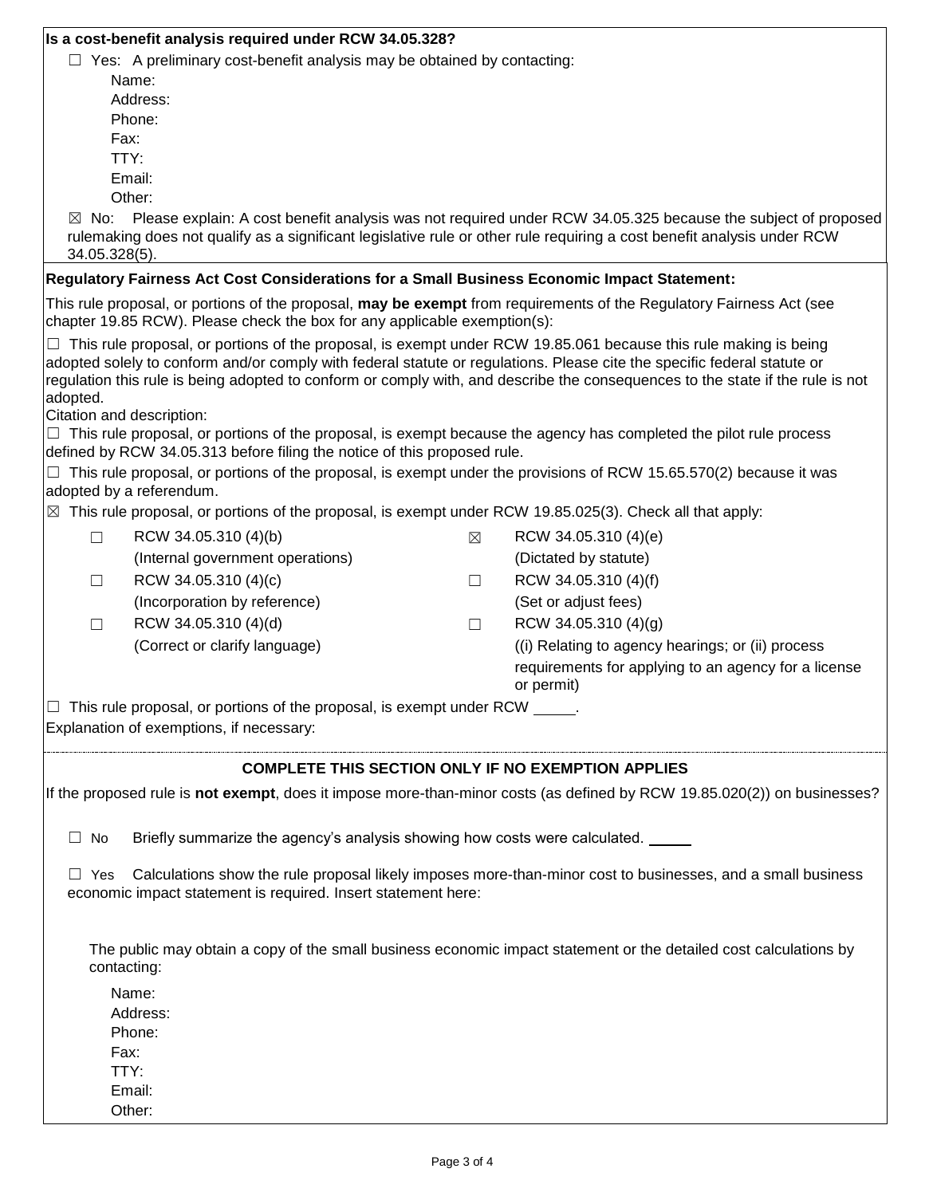**Is a cost-benefit analysis required under RCW 34.05.328?**

☐ Yes: A preliminary cost-benefit analysis may be obtained by contacting:

Name:
Address:
Phone:
Fax:
TTY:
Email:
Other:

☒ No: Please explain: A cost benefit analysis was not required under RCW 34.05.325 because the subject of proposed rulemaking does not qualify as a significant legislative rule or other rule requiring a cost benefit analysis under RCW 34.05.328(5).

**Regulatory Fairness Act Cost Considerations for a Small Business Economic Impact Statement:**

This rule proposal, or portions of the proposal, **may be exempt** from requirements of the Regulatory Fairness Act (see chapter 19.85 RCW). Please check the box for any applicable exemption(s):

☐ This rule proposal, or portions of the proposal, is exempt under RCW 19.85.061 because this rule making is being adopted solely to conform and/or comply with federal statute or regulations. Please cite the specific federal statute or regulation this rule is being adopted to conform or comply with, and describe the consequences to the state if the rule is not adopted.
Citation and description:

☐ This rule proposal, or portions of the proposal, is exempt because the agency has completed the pilot rule process defined by RCW 34.05.313 before filing the notice of this proposed rule.

☐ This rule proposal, or portions of the proposal, is exempt under the provisions of RCW 15.65.570(2) because it was adopted by a referendum.

☒ This rule proposal, or portions of the proposal, is exempt under RCW 19.85.025(3). Check all that apply:

| | | | |
|---|---|---|---|
| ☐ | RCW 34.05.310 (4)(b) (Internal government operations) | ☒ | RCW 34.05.310 (4)(e) (Dictated by statute) |
| ☐ | RCW 34.05.310 (4)(c) (Incorporation by reference) | ☐ | RCW 34.05.310 (4)(f) (Set or adjust fees) |
| ☐ | RCW 34.05.310 (4)(d) (Correct or clarify language) | ☐ | RCW 34.05.310 (4)(g) ((i) Relating to agency hearings; or (ii) process requirements for applying to an agency for a license or permit) |

☐ This rule proposal, or portions of the proposal, is exempt under RCW _____.

Explanation of exemptions, if necessary:

**COMPLETE THIS SECTION ONLY IF NO EXEMPTION APPLIES**

If the proposed rule is **not exempt**, does it impose more-than-minor costs (as defined by RCW 19.85.020(2)) on businesses?

☐ No Briefly summarize the agency's analysis showing how costs were calculated. _____

☐ Yes Calculations show the rule proposal likely imposes more-than-minor cost to businesses, and a small business economic impact statement is required. Insert statement here:

The public may obtain a copy of the small business economic impact statement or the detailed cost calculations by contacting:

Name:
Address:
Phone:
Fax:
TTY:
Email:
Other: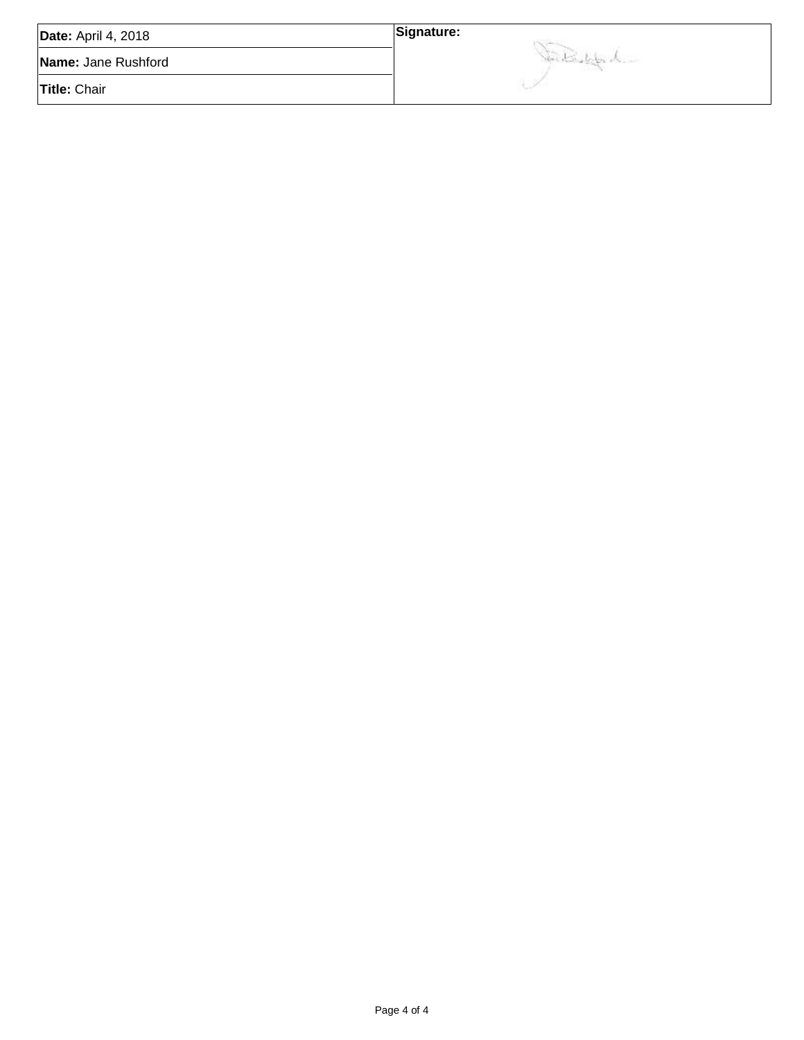| **Date:** April 4, 2018 | **Signature:** |
| --- | --- |
| **Name:** Jane Rushford | |
| **Title:** Chair | |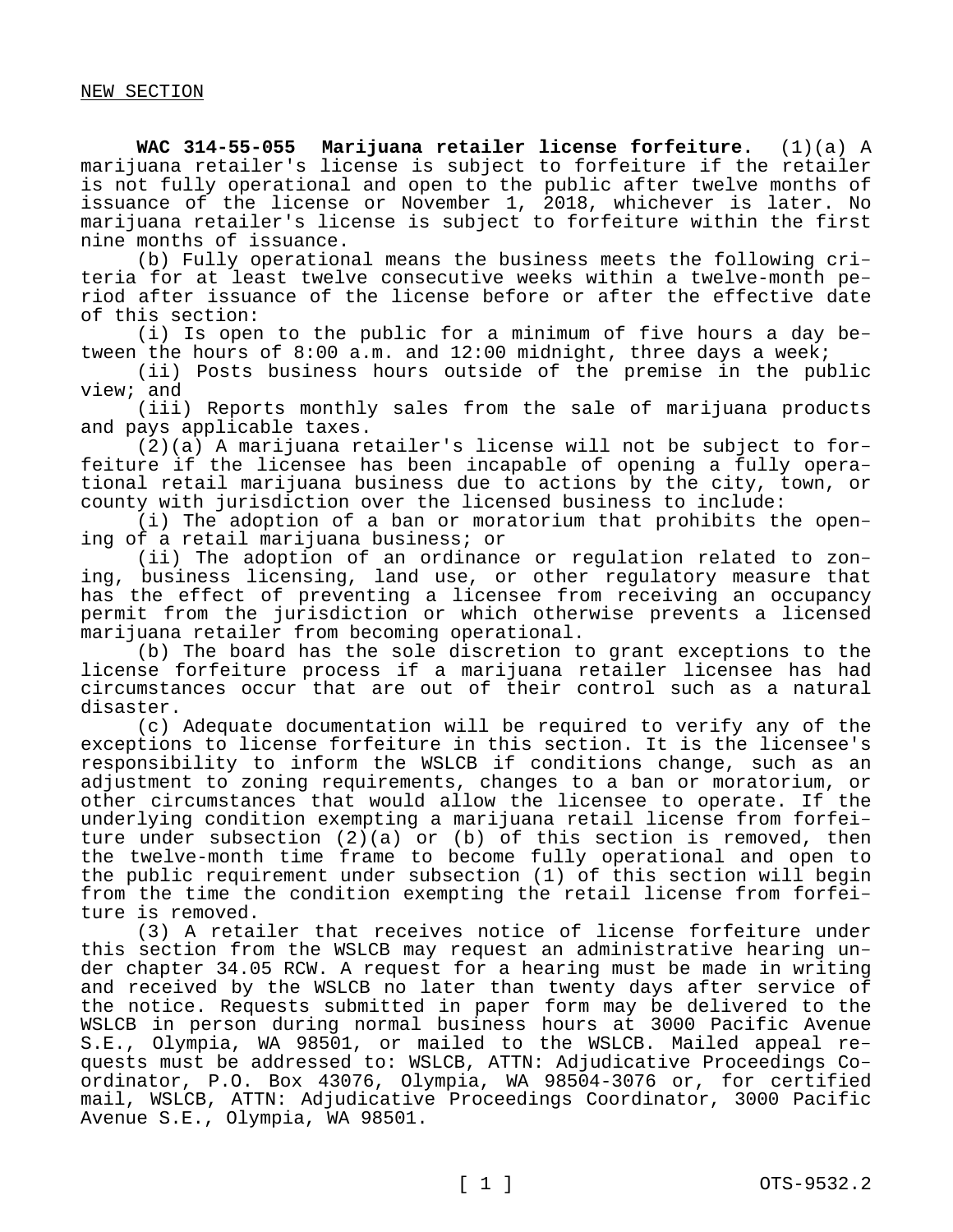NEW SECTION

**WAC 314-55-055 Marijuana retailer license forfeiture.** (1)(a) A marijuana retailer's license is subject to forfeiture if the retailer is not fully operational and open to the public after twelve months of issuance of the license or November 1, 2018, whichever is later. No marijuana retailer's license is subject to forfeiture within the first nine months of issuance.

(b) Fully operational means the business meets the following criteria for at least twelve consecutive weeks within a twelve-month period after issuance of the license before or after the effective date of this section:

(i) Is open to the public for a minimum of five hours a day between the hours of 8:00 a.m. and 12:00 midnight, three days a week;

(ii) Posts business hours outside of the premise in the public view; and

(iii) Reports monthly sales from the sale of marijuana products and pays applicable taxes.

(2)(a) A marijuana retailer's license will not be subject to forfeiture if the licensee has been incapable of opening a fully operational retail marijuana business due to actions by the city, town, or county with jurisdiction over the licensed business to include:

(i) The adoption of a ban or moratorium that prohibits the opening of a retail marijuana business; or

(ii) The adoption of an ordinance or regulation related to zoning, business licensing, land use, or other regulatory measure that has the effect of preventing a licensee from receiving an occupancy permit from the jurisdiction or which otherwise prevents a licensed marijuana retailer from becoming operational.

(b) The board has the sole discretion to grant exceptions to the license forfeiture process if a marijuana retailer licensee has had circumstances occur that are out of their control such as a natural disaster.

(c) Adequate documentation will be required to verify any of the exceptions to license forfeiture in this section. It is the licensee's responsibility to inform the WSLCB if conditions change, such as an adjustment to zoning requirements, changes to a ban or moratorium, or other circumstances that would allow the licensee to operate. If the underlying condition exempting a marijuana retail license from forfeiture under subsection (2)(a) or (b) of this section is removed, then the twelve-month time frame to become fully operational and open to the public requirement under subsection (1) of this section will begin from the time the condition exempting the retail license from forfeiture is removed.

(3) A retailer that receives notice of license forfeiture under this section from the WSLCB may request an administrative hearing under chapter 34.05 RCW. A request for a hearing must be made in writing and received by the WSLCB no later than twenty days after service of the notice. Requests submitted in paper form may be delivered to the WSLCB in person during normal business hours at 3000 Pacific Avenue S.E., Olympia, WA 98501, or mailed to the WSLCB. Mailed appeal requests must be addressed to: WSLCB, ATTN: Adjudicative Proceedings Coordinator, P.O. Box 43076, Olympia, WA 98504-3076 or, for certified mail, WSLCB, ATTN: Adjudicative Proceedings Coordinator, 3000 Pacific Avenue S.E., Olympia, WA 98501.